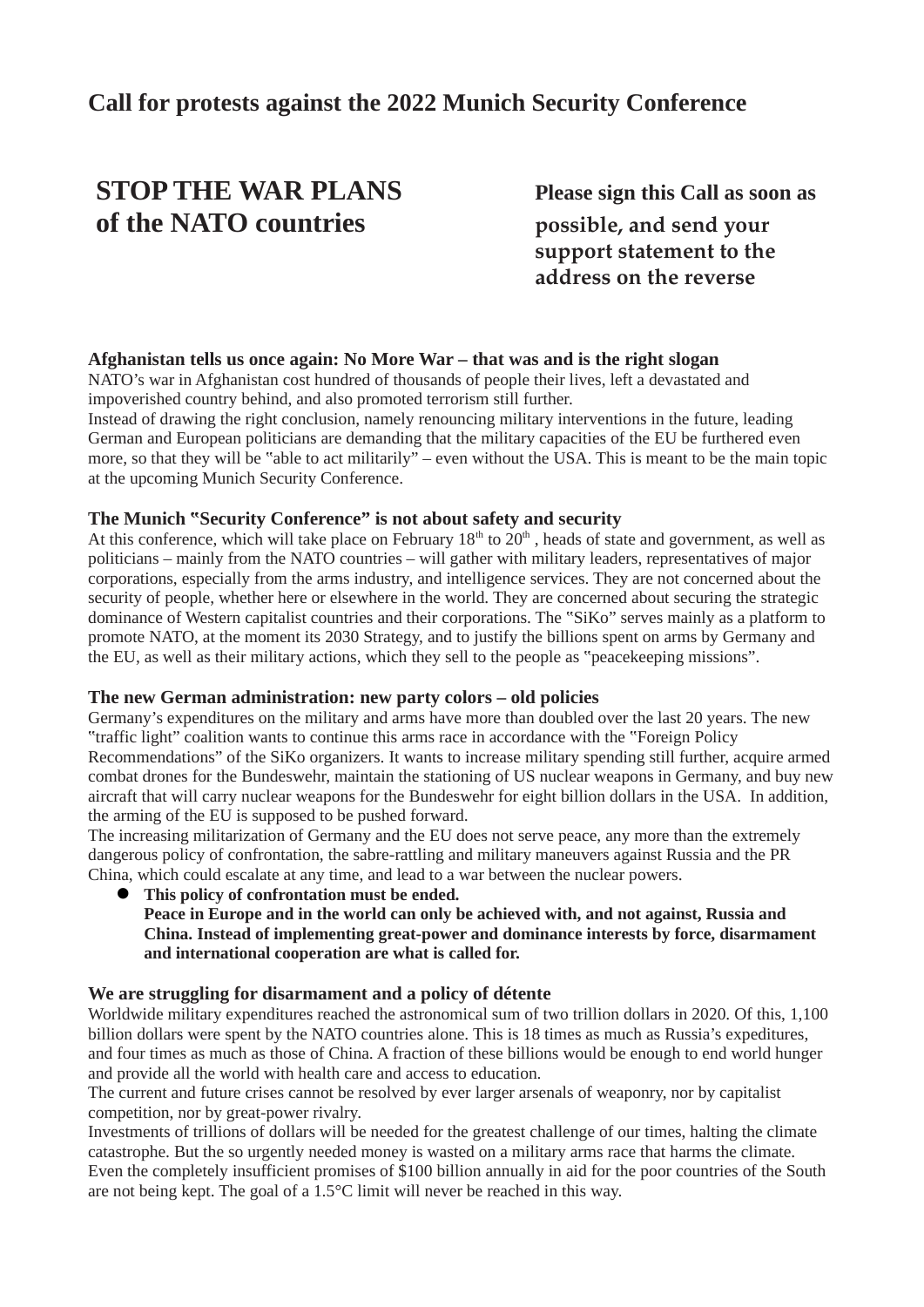## Call for protests against the 2022 Munich Security Conference

# STOP THE WAR PLANS of the NATO countries

**Please sign this Call as soon as possible, and send your support statement to the address on the reverse**

### Afghanistan tells us once again: No More War – that was and is the right slogan

NATO's war in Afghanistan cost hundred of thousands of people their lives, left a devastated and impoverished country behind, and also promoted terrorism still further.
Instead of drawing the right conclusion, namely renouncing military interventions in the future, leading German and European politicians are demanding that the military capacities of the EU be furthered even more, so that they will be "able to act militarily" – even without the USA. This is meant to be the main topic at the upcoming Munich Security Conference.

### The Munich "Security Conference" is not about safety and security

At this conference, which will take place on February 18th to 20th , heads of state and government, as well as politicians – mainly from the NATO countries – will gather with military leaders, representatives of major corporations, especially from the arms industry, and intelligence services. They are not concerned about the security of people, whether here or elsewhere in the world. They are concerned about securing the strategic dominance of Western capitalist countries and their corporations. The "SiKo" serves mainly as a platform to promote NATO, at the moment its 2030 Strategy, and to justify the billions spent on arms by Germany and the EU, as well as their military actions, which they sell to the people as "peacekeeping missions".

### The new German administration: new party colors – old policies

Germany's expenditures on the military and arms have more than doubled over the last 20 years. The new "traffic light" coalition wants to continue this arms race in accordance with the "Foreign Policy Recommendations" of the SiKo organizers. It wants to increase military spending still further, acquire armed combat drones for the Bundeswehr, maintain the stationing of US nuclear weapons in Germany, and buy new aircraft that will carry nuclear weapons for the Bundeswehr for eight billion dollars in the USA. In addition, the arming of the EU is supposed to be pushed forward.
The increasing militarization of Germany and the EU does not serve peace, any more than the extremely dangerous policy of confrontation, the sabre-rattling and military maneuvers against Russia and the PR China, which could escalate at any time, and lead to a war between the nuclear powers.

- **This policy of confrontation must be ended.**
  **Peace in Europe and in the world can only be achieved with, and not against, Russia and China. Instead of implementing great-power and dominance interests by force, disarmament and international cooperation are what is called for.**

### We are struggling for disarmament and a policy of détente

Worldwide military expenditures reached the astronomical sum of two trillion dollars in 2020. Of this, 1,100 billion dollars were spent by the NATO countries alone. This is 18 times as much as Russia's expeditures, and four times as much as those of China. A fraction of these billions would be enough to end world hunger and provide all the world with health care and access to education.
The current and future crises cannot be resolved by ever larger arsenals of weaponry, nor by capitalist competition, nor by great-power rivalry.
Investments of trillions of dollars will be needed for the greatest challenge of our times, halting the climate catastrophe. But the so urgently needed money is wasted on a military arms race that harms the climate. Even the completely insufficient promises of $100 billion annually in aid for the poor countries of the South are not being kept. The goal of a 1.5°C limit will never be reached in this way.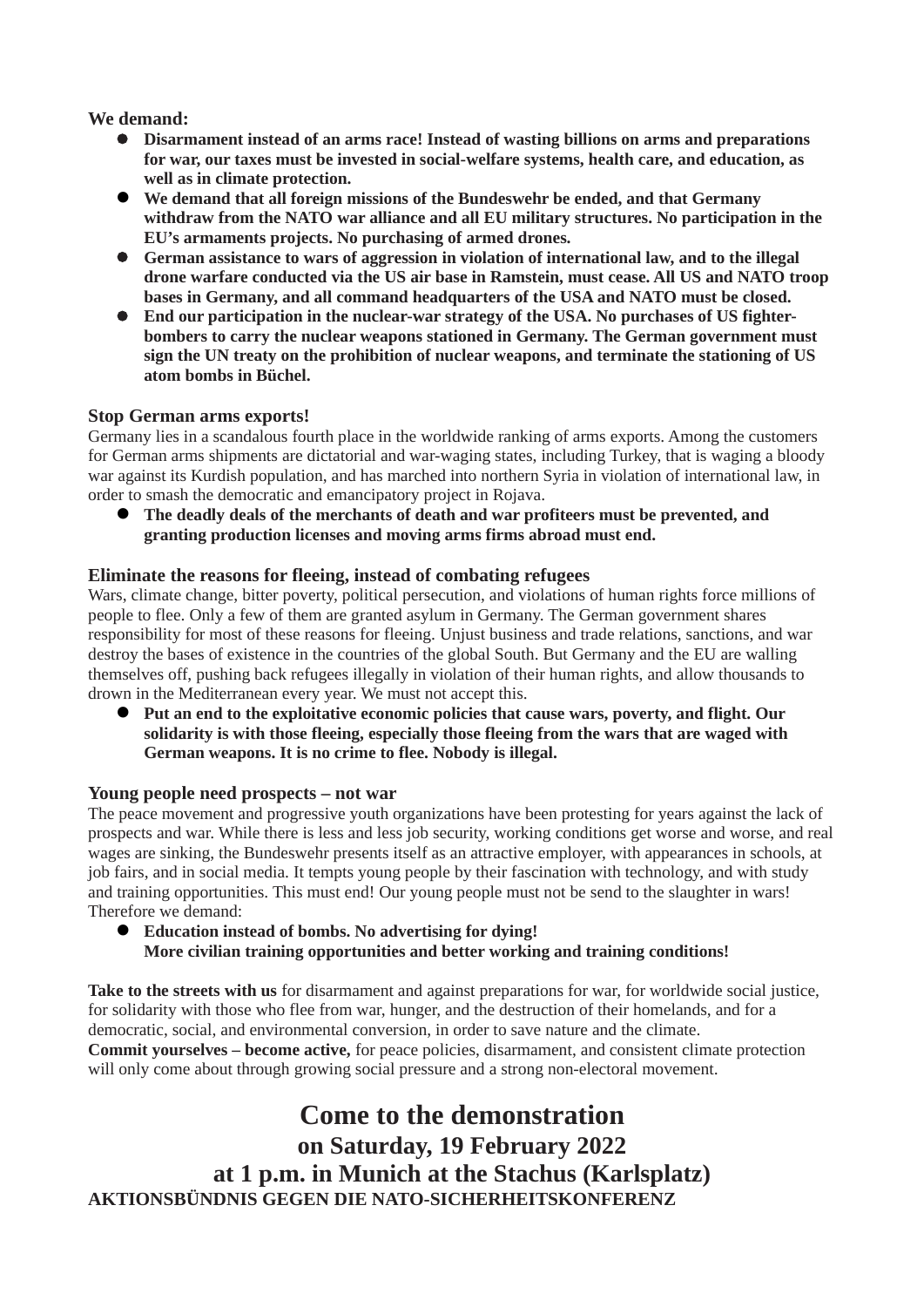**We demand:**

- **Disarmament instead of an arms race! Instead of wasting billions on arms and preparations for war, our taxes must be invested in social-welfare systems, health care, and education, as well as in climate protection.**
- **We demand that all foreign missions of the Bundeswehr be ended, and that Germany withdraw from the NATO war alliance and all EU military structures. No participation in the EU's armaments projects. No purchasing of armed drones.**
- **German assistance to wars of aggression in violation of international law, and to the illegal drone warfare conducted via the US air base in Ramstein, must cease. All US and NATO troop bases in Germany, and all command headquarters of the USA and NATO must be closed.**
- **End our participation in the nuclear-war strategy of the USA. No purchases of US fighter-bombers to carry the nuclear weapons stationed in Germany. The German government must sign the UN treaty on the prohibition of nuclear weapons, and terminate the stationing of US atom bombs in Büchel.**

**Stop German arms exports!**

Germany lies in a scandalous fourth place in the worldwide ranking of arms exports. Among the customers for German arms shipments are dictatorial and war-waging states, including Turkey, that is waging a bloody war against its Kurdish population, and has marched into northern Syria in violation of international law, in order to smash the democratic and emancipatory project in Rojava.

- **The deadly deals of the merchants of death and war profiteers must be prevented, and granting production licenses and moving arms firms abroad must end.**

**Eliminate the reasons for fleeing, instead of combating refugees**

Wars, climate change, bitter poverty, political persecution, and violations of human rights force millions of people to flee. Only a few of them are granted asylum in Germany. The German government shares responsibility for most of these reasons for fleeing. Unjust business and trade relations, sanctions, and war destroy the bases of existence in the countries of the global South. But Germany and the EU are walling themselves off, pushing back refugees illegally in violation of their human rights, and allow thousands to drown in the Mediterranean every year. We must not accept this.

- **Put an end to the exploitative economic policies that cause wars, poverty, and flight. Our solidarity is with those fleeing, especially those fleeing from the wars that are waged with German weapons. It is no crime to flee. Nobody is illegal.**

**Young people need prospects – not war**

The peace movement and progressive youth organizations have been protesting for years against the lack of prospects and war. While there is less and less job security, working conditions get worse and worse, and real wages are sinking, the Bundeswehr presents itself as an attractive employer, with appearances in schools, at job fairs, and in social media. It tempts young people by their fascination with technology, and with study and training opportunities. This must end! Our young people must not be send to the slaughter in wars! Therefore we demand:

- **Education instead of bombs. No advertising for dying!**
  **More civilian training opportunities and better working and training conditions!**

**Take to the streets with us** for disarmament and against preparations for war, for worldwide social justice, for solidarity with those who flee from war, hunger, and the destruction of their homelands, and for a democratic, social, and environmental conversion, in order to save nature and the climate.
**Commit yourselves – become active,** for peace policies, disarmament, and consistent climate protection will only come about through growing social pressure and a strong non-electoral movement.

# Come to the demonstration

## on Saturday, 19 February 2022

## at 1 p.m. in Munich at the Stachus (Karlsplatz)

**AKTIONSBÜNDNIS GEGEN DIE NATO-SICHERHEITSKONFERENZ**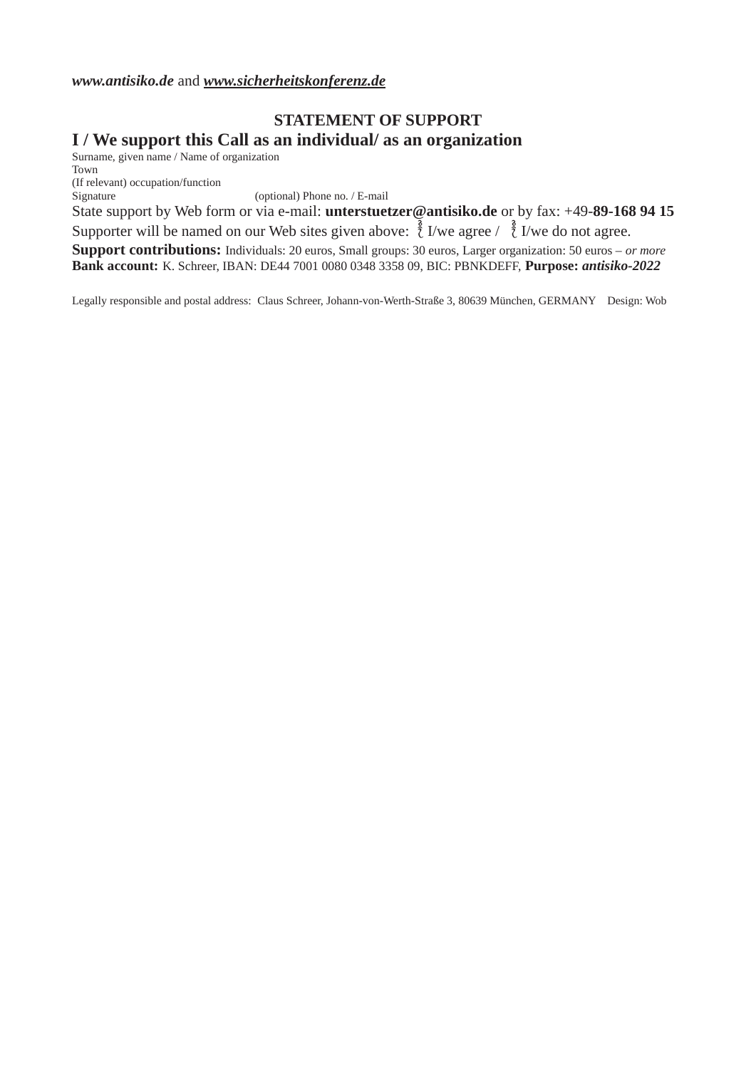***www.antisiko.de*** and ***www.sicherheitskonferenz.de***

## STATEMENT OF SUPPORT

# I / We support this Call as an individual/ as an organization

Surname, given name / Name of organization
Town
(If relevant) occupation/function
Signature (optional) Phone no. / E-mail

State support by Web form or via e-mail: **unterstuetzer@antisiko.de** or by fax: +49-**89-168 94 15**

Supporter will be named on our Web sites given above: ☐ I/we agree / ☐ I/we do not agree.

**Support contributions:** Individuals: 20 euros, Small groups: 30 euros, Larger organization: 50 euros – *or more*

**Bank account:** K. Schreer, IBAN: DE44 7001 0080 0348 3358 09, BIC: PBNKDEFF, **Purpose:** ***antisiko-2022***

Legally responsible and postal address: Claus Schreer, Johann-von-Werth-Straße 3, 80639 München, GERMANY Design: Wob